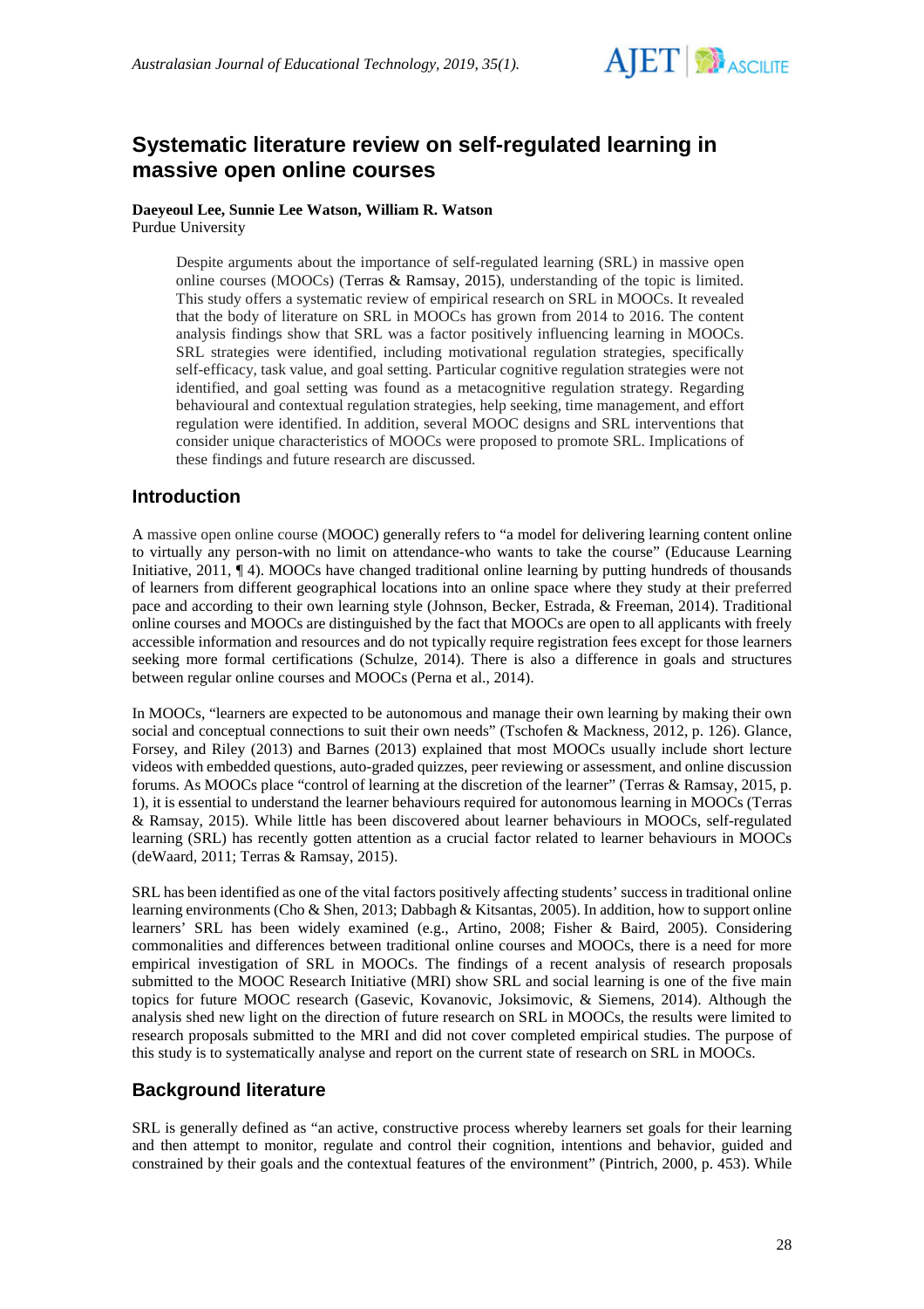# Systematic literature review on self-regulated learning in massive open online courses

**Daeyeoul Lee, Sunnie Lee Watson, William R. Watson**
Purdue University

> Despite arguments about the importance of self-regulated learning (SRL) in massive open online courses (MOOCs) (Terras & Ramsay, 2015), understanding of the topic is limited. This study offers a systematic review of empirical research on SRL in MOOCs. It revealed that the body of literature on SRL in MOOCs has grown from 2014 to 2016. The content analysis findings show that SRL was a factor positively influencing learning in MOOCs. SRL strategies were identified, including motivational regulation strategies, specifically self-efficacy, task value, and goal setting. Particular cognitive regulation strategies were not identified, and goal setting was found as a metacognitive regulation strategy. Regarding behavioural and contextual regulation strategies, help seeking, time management, and effort regulation were identified. In addition, several MOOC designs and SRL interventions that consider unique characteristics of MOOCs were proposed to promote SRL. Implications of these findings and future research are discussed.

## Introduction

A massive open online course (MOOC) generally refers to "a model for delivering learning content online to virtually any person-with no limit on attendance-who wants to take the course" (Educause Learning Initiative, 2011, ¶ 4). MOOCs have changed traditional online learning by putting hundreds of thousands of learners from different geographical locations into an online space where they study at their preferred pace and according to their own learning style (Johnson, Becker, Estrada, & Freeman, 2014). Traditional online courses and MOOCs are distinguished by the fact that MOOCs are open to all applicants with freely accessible information and resources and do not typically require registration fees except for those learners seeking more formal certifications (Schulze, 2014). There is also a difference in goals and structures between regular online courses and MOOCs (Perna et al., 2014).

In MOOCs, "learners are expected to be autonomous and manage their own learning by making their own social and conceptual connections to suit their own needs" (Tschofen & Mackness, 2012, p. 126). Glance, Forsey, and Riley (2013) and Barnes (2013) explained that most MOOCs usually include short lecture videos with embedded questions, auto-graded quizzes, peer reviewing or assessment, and online discussion forums. As MOOCs place "control of learning at the discretion of the learner" (Terras & Ramsay, 2015, p. 1), it is essential to understand the learner behaviours required for autonomous learning in MOOCs (Terras & Ramsay, 2015). While little has been discovered about learner behaviours in MOOCs, self-regulated learning (SRL) has recently gotten attention as a crucial factor related to learner behaviours in MOOCs (deWaard, 2011; Terras & Ramsay, 2015).

SRL has been identified as one of the vital factors positively affecting students' success in traditional online learning environments (Cho & Shen, 2013; Dabbagh & Kitsantas, 2005). In addition, how to support online learners' SRL has been widely examined (e.g., Artino, 2008; Fisher & Baird, 2005). Considering commonalities and differences between traditional online courses and MOOCs, there is a need for more empirical investigation of SRL in MOOCs. The findings of a recent analysis of research proposals submitted to the MOOC Research Initiative (MRI) show SRL and social learning is one of the five main topics for future MOOC research (Gasevic, Kovanovic, Joksimovic, & Siemens, 2014). Although the analysis shed new light on the direction of future research on SRL in MOOCs, the results were limited to research proposals submitted to the MRI and did not cover completed empirical studies. The purpose of this study is to systematically analyse and report on the current state of research on SRL in MOOCs.

## Background literature

SRL is generally defined as "an active, constructive process whereby learners set goals for their learning and then attempt to monitor, regulate and control their cognition, intentions and behavior, guided and constrained by their goals and the contextual features of the environment" (Pintrich, 2000, p. 453). While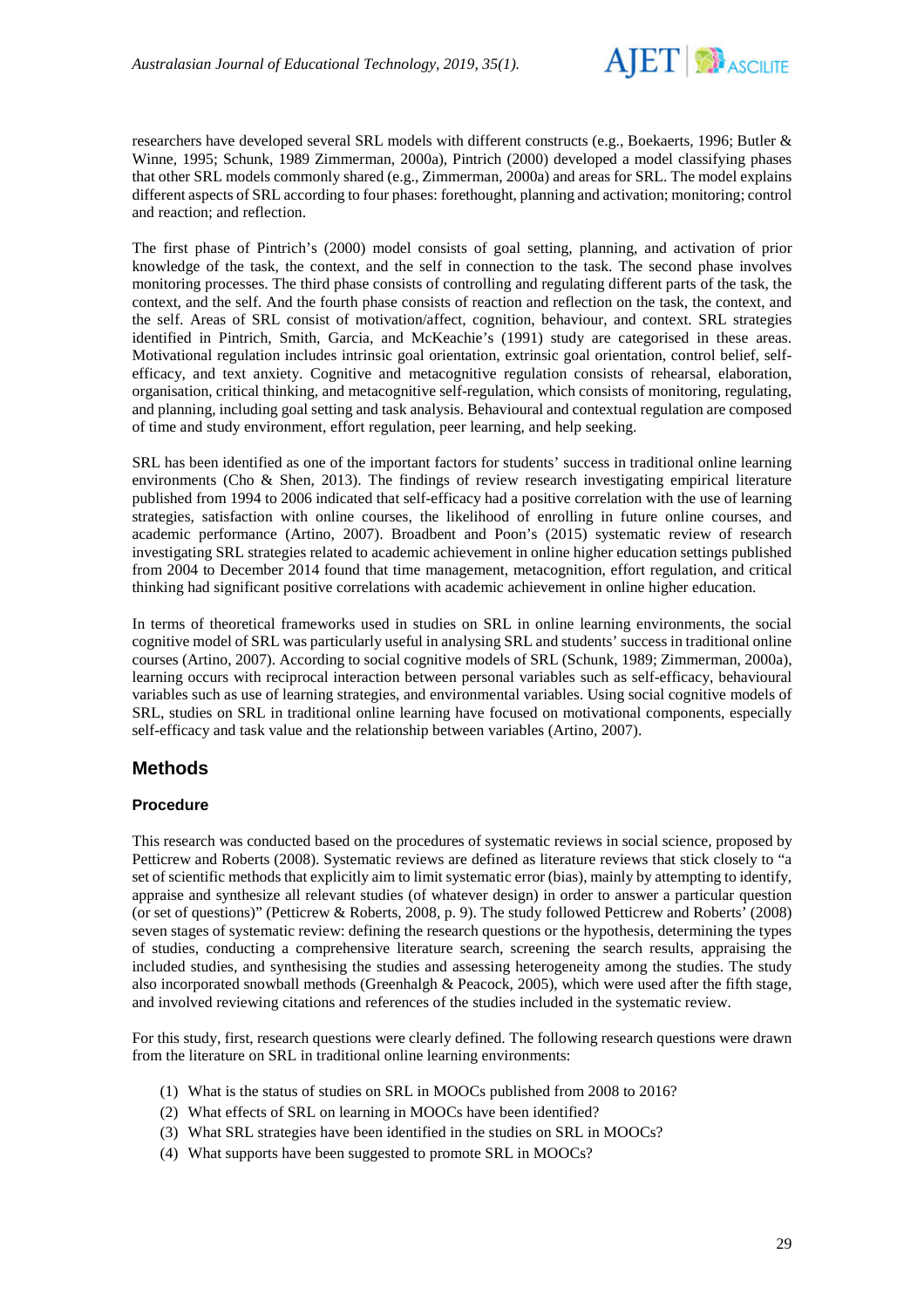researchers have developed several SRL models with different constructs (e.g., Boekaerts, 1996; Butler & Winne, 1995; Schunk, 1989 Zimmerman, 2000a), Pintrich (2000) developed a model classifying phases that other SRL models commonly shared (e.g., Zimmerman, 2000a) and areas for SRL. The model explains different aspects of SRL according to four phases: forethought, planning and activation; monitoring; control and reaction; and reflection.

The first phase of Pintrich's (2000) model consists of goal setting, planning, and activation of prior knowledge of the task, the context, and the self in connection to the task. The second phase involves monitoring processes. The third phase consists of controlling and regulating different parts of the task, the context, and the self. And the fourth phase consists of reaction and reflection on the task, the context, and the self. Areas of SRL consist of motivation/affect, cognition, behaviour, and context. SRL strategies identified in Pintrich, Smith, Garcia, and McKeachie's (1991) study are categorised in these areas. Motivational regulation includes intrinsic goal orientation, extrinsic goal orientation, control belief, self-efficacy, and text anxiety. Cognitive and metacognitive regulation consists of rehearsal, elaboration, organisation, critical thinking, and metacognitive self-regulation, which consists of monitoring, regulating, and planning, including goal setting and task analysis. Behavioural and contextual regulation are composed of time and study environment, effort regulation, peer learning, and help seeking.

SRL has been identified as one of the important factors for students' success in traditional online learning environments (Cho & Shen, 2013). The findings of review research investigating empirical literature published from 1994 to 2006 indicated that self-efficacy had a positive correlation with the use of learning strategies, satisfaction with online courses, the likelihood of enrolling in future online courses, and academic performance (Artino, 2007). Broadbent and Poon's (2015) systematic review of research investigating SRL strategies related to academic achievement in online higher education settings published from 2004 to December 2014 found that time management, metacognition, effort regulation, and critical thinking had significant positive correlations with academic achievement in online higher education.

In terms of theoretical frameworks used in studies on SRL in online learning environments, the social cognitive model of SRL was particularly useful in analysing SRL and students' success in traditional online courses (Artino, 2007). According to social cognitive models of SRL (Schunk, 1989; Zimmerman, 2000a), learning occurs with reciprocal interaction between personal variables such as self-efficacy, behavioural variables such as use of learning strategies, and environmental variables. Using social cognitive models of SRL, studies on SRL in traditional online learning have focused on motivational components, especially self-efficacy and task value and the relationship between variables (Artino, 2007).

## Methods

### Procedure

This research was conducted based on the procedures of systematic reviews in social science, proposed by Petticrew and Roberts (2008). Systematic reviews are defined as literature reviews that stick closely to "a set of scientific methods that explicitly aim to limit systematic error (bias), mainly by attempting to identify, appraise and synthesize all relevant studies (of whatever design) in order to answer a particular question (or set of questions)" (Petticrew & Roberts, 2008, p. 9). The study followed Petticrew and Roberts' (2008) seven stages of systematic review: defining the research questions or the hypothesis, determining the types of studies, conducting a comprehensive literature search, screening the search results, appraising the included studies, and synthesising the studies and assessing heterogeneity among the studies. The study also incorporated snowball methods (Greenhalgh & Peacock, 2005), which were used after the fifth stage, and involved reviewing citations and references of the studies included in the systematic review.

For this study, first, research questions were clearly defined. The following research questions were drawn from the literature on SRL in traditional online learning environments:

1. What is the status of studies on SRL in MOOCs published from 2008 to 2016?
2. What effects of SRL on learning in MOOCs have been identified?
3. What SRL strategies have been identified in the studies on SRL in MOOCs?
4. What supports have been suggested to promote SRL in MOOCs?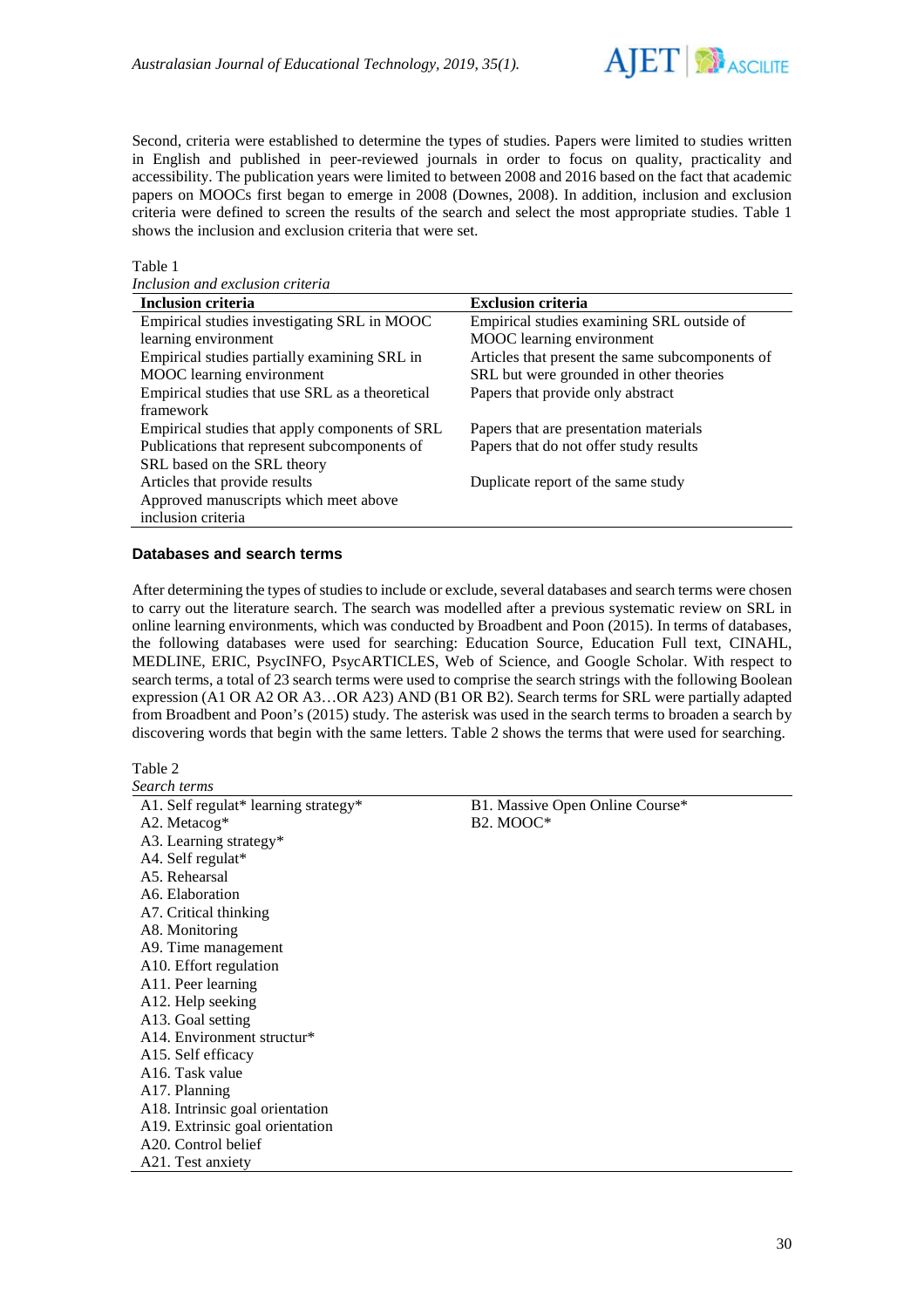Second, criteria were established to determine the types of studies. Papers were limited to studies written in English and published in peer-reviewed journals in order to focus on quality, practicality and accessibility. The publication years were limited to between 2008 and 2016 based on the fact that academic papers on MOOCs first began to emerge in 2008 (Downes, 2008). In addition, inclusion and exclusion criteria were defined to screen the results of the search and select the most appropriate studies. Table 1 shows the inclusion and exclusion criteria that were set.

Table 1
*Inclusion and exclusion criteria*

| Inclusion criteria | Exclusion criteria |
|---|---|
| Empirical studies investigating SRL in MOOC learning environment | Empirical studies examining SRL outside of MOOC learning environment |
| Empirical studies partially examining SRL in MOOC learning environment | Articles that present the same subcomponents of SRL but were grounded in other theories |
| Empirical studies that use SRL as a theoretical framework | Papers that provide only abstract |
| Empirical studies that apply components of SRL | Papers that are presentation materials |
| Publications that represent subcomponents of SRL based on the SRL theory | Papers that do not offer study results |
| Articles that provide results | Duplicate report of the same study |
| Approved manuscripts which meet above inclusion criteria | |

### Databases and search terms

After determining the types of studies to include or exclude, several databases and search terms were chosen to carry out the literature search. The search was modelled after a previous systematic review on SRL in online learning environments, which was conducted by Broadbent and Poon (2015). In terms of databases, the following databases were used for searching: Education Source, Education Full text, CINAHL, MEDLINE, ERIC, PsycINFO, PsycARTICLES, Web of Science, and Google Scholar. With respect to search terms, a total of 23 search terms were used to comprise the search strings with the following Boolean expression (A1 OR A2 OR A3…OR A23) AND (B1 OR B2). Search terms for SRL were partially adapted from Broadbent and Poon's (2015) study. The asterisk was used in the search terms to broaden a search by discovering words that begin with the same letters. Table 2 shows the terms that were used for searching.

Table 2
*Search terms*

| | |
|---|---|
| A1. Self regulat* learning strategy* | B1. Massive Open Online Course* |
| A2. Metacog* | B2. MOOC* |
| A3. Learning strategy* | |
| A4. Self regulat* | |
| A5. Rehearsal | |
| A6. Elaboration | |
| A7. Critical thinking | |
| A8. Monitoring | |
| A9. Time management | |
| A10. Effort regulation | |
| A11. Peer learning | |
| A12. Help seeking | |
| A13. Goal setting | |
| A14. Environment structur* | |
| A15. Self efficacy | |
| A16. Task value | |
| A17. Planning | |
| A18. Intrinsic goal orientation | |
| A19. Extrinsic goal orientation | |
| A20. Control belief | |
| A21. Test anxiety | |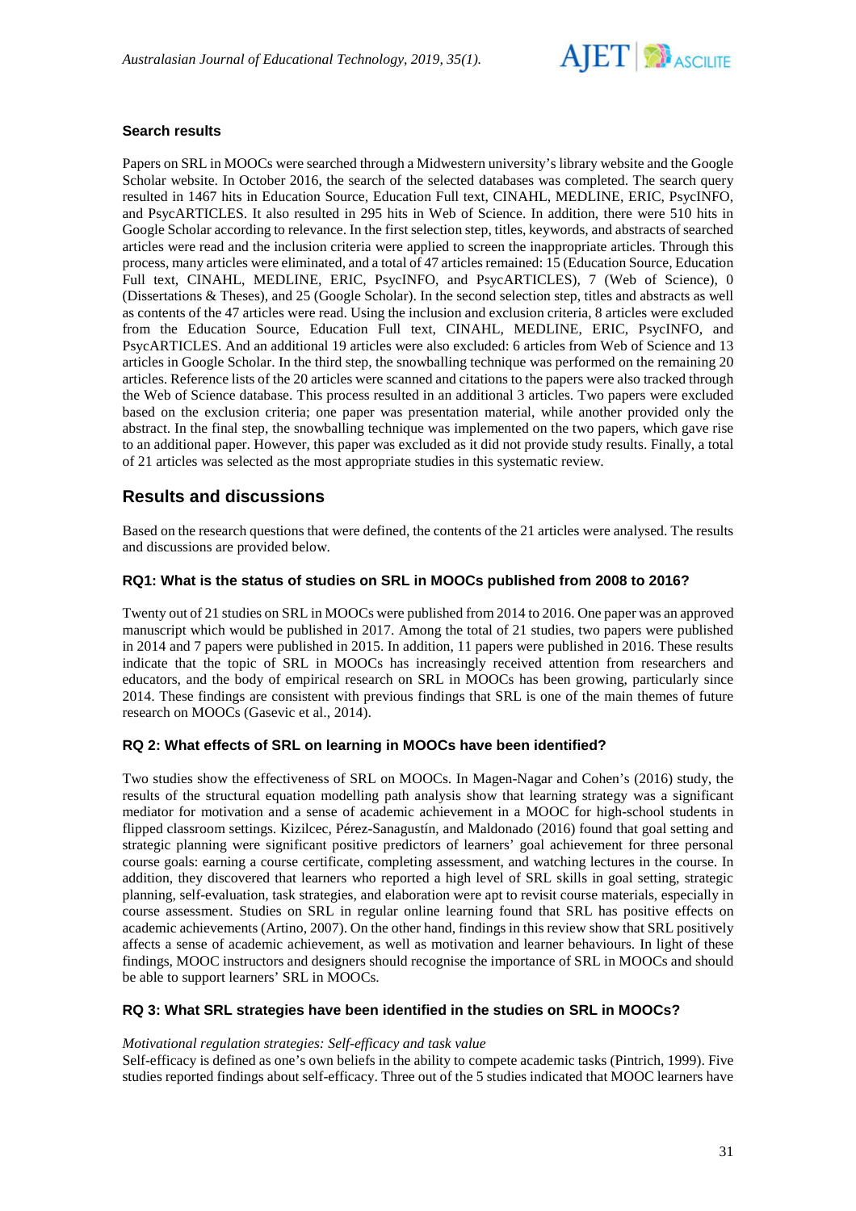### Search results

Papers on SRL in MOOCs were searched through a Midwestern university's library website and the Google Scholar website. In October 2016, the search of the selected databases was completed. The search query resulted in 1467 hits in Education Source, Education Full text, CINAHL, MEDLINE, ERIC, PsycINFO, and PsycARTICLES. It also resulted in 295 hits in Web of Science. In addition, there were 510 hits in Google Scholar according to relevance. In the first selection step, titles, keywords, and abstracts of searched articles were read and the inclusion criteria were applied to screen the inappropriate articles. Through this process, many articles were eliminated, and a total of 47 articles remained: 15 (Education Source, Education Full text, CINAHL, MEDLINE, ERIC, PsycINFO, and PsycARTICLES), 7 (Web of Science), 0 (Dissertations & Theses), and 25 (Google Scholar). In the second selection step, titles and abstracts as well as contents of the 47 articles were read. Using the inclusion and exclusion criteria, 8 articles were excluded from the Education Source, Education Full text, CINAHL, MEDLINE, ERIC, PsycINFO, and PsycARTICLES. And an additional 19 articles were also excluded: 6 articles from Web of Science and 13 articles in Google Scholar. In the third step, the snowballing technique was performed on the remaining 20 articles. Reference lists of the 20 articles were scanned and citations to the papers were also tracked through the Web of Science database. This process resulted in an additional 3 articles. Two papers were excluded based on the exclusion criteria; one paper was presentation material, while another provided only the abstract. In the final step, the snowballing technique was implemented on the two papers, which gave rise to an additional paper. However, this paper was excluded as it did not provide study results. Finally, a total of 21 articles was selected as the most appropriate studies in this systematic review.

## Results and discussions

Based on the research questions that were defined, the contents of the 21 articles were analysed. The results and discussions are provided below.

### RQ1: What is the status of studies on SRL in MOOCs published from 2008 to 2016?

Twenty out of 21 studies on SRL in MOOCs were published from 2014 to 2016. One paper was an approved manuscript which would be published in 2017. Among the total of 21 studies, two papers were published in 2014 and 7 papers were published in 2015. In addition, 11 papers were published in 2016. These results indicate that the topic of SRL in MOOCs has increasingly received attention from researchers and educators, and the body of empirical research on SRL in MOOCs has been growing, particularly since 2014. These findings are consistent with previous findings that SRL is one of the main themes of future research on MOOCs (Gasevic et al., 2014).

### RQ 2: What effects of SRL on learning in MOOCs have been identified?

Two studies show the effectiveness of SRL on MOOCs. In Magen-Nagar and Cohen's (2016) study, the results of the structural equation modelling path analysis show that learning strategy was a significant mediator for motivation and a sense of academic achievement in a MOOC for high-school students in flipped classroom settings. Kizilcec, Pérez-Sanagustín, and Maldonado (2016) found that goal setting and strategic planning were significant positive predictors of learners' goal achievement for three personal course goals: earning a course certificate, completing assessment, and watching lectures in the course. In addition, they discovered that learners who reported a high level of SRL skills in goal setting, strategic planning, self-evaluation, task strategies, and elaboration were apt to revisit course materials, especially in course assessment. Studies on SRL in regular online learning found that SRL has positive effects on academic achievements (Artino, 2007). On the other hand, findings in this review show that SRL positively affects a sense of academic achievement, as well as motivation and learner behaviours. In light of these findings, MOOC instructors and designers should recognise the importance of SRL in MOOCs and should be able to support learners' SRL in MOOCs.

### RQ 3: What SRL strategies have been identified in the studies on SRL in MOOCs?

*Motivational regulation strategies: Self-efficacy and task value*

Self-efficacy is defined as one's own beliefs in the ability to compete academic tasks (Pintrich, 1999). Five studies reported findings about self-efficacy. Three out of the 5 studies indicated that MOOC learners have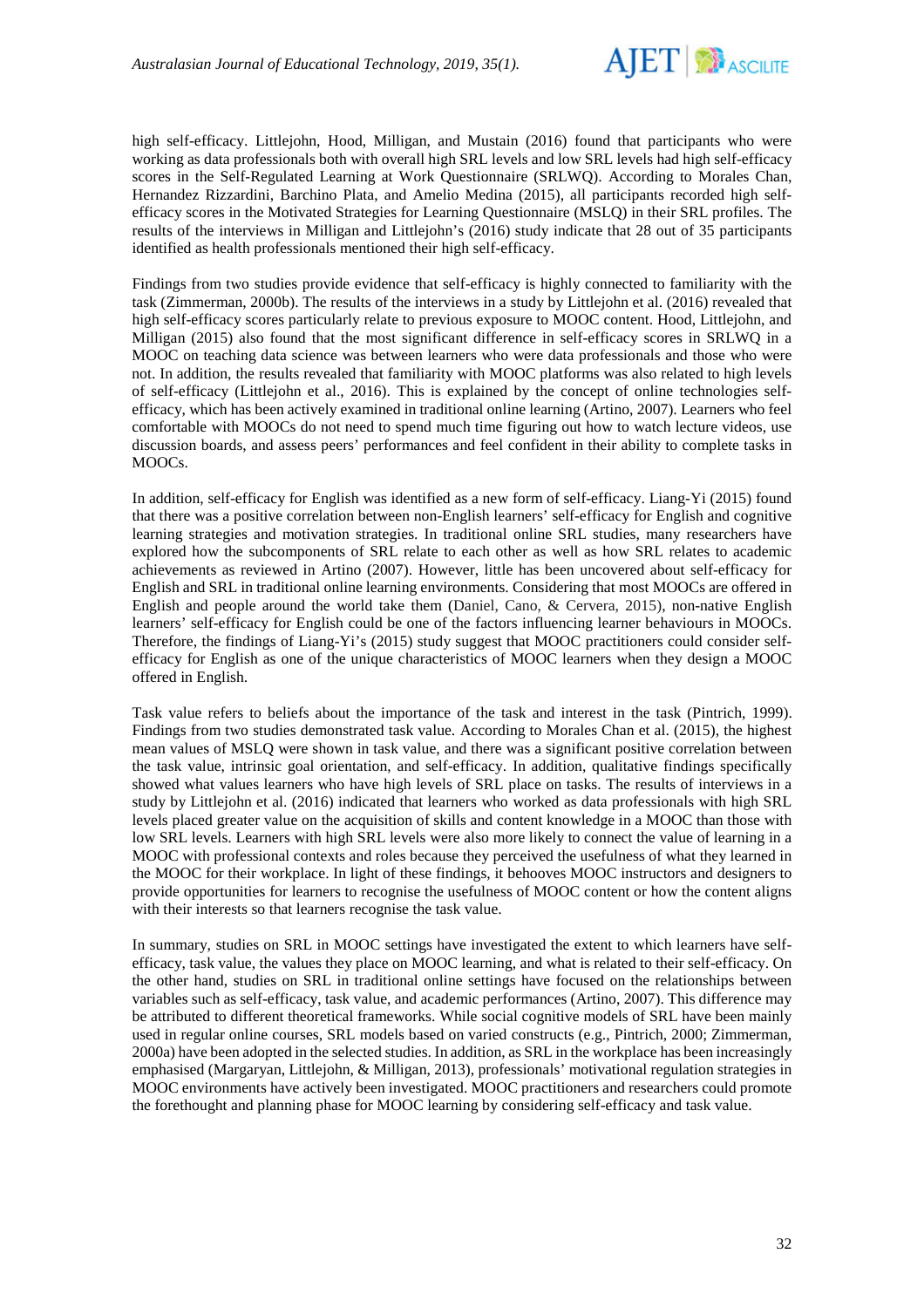high self-efficacy. Littlejohn, Hood, Milligan, and Mustain (2016) found that participants who were working as data professionals both with overall high SRL levels and low SRL levels had high self-efficacy scores in the Self-Regulated Learning at Work Questionnaire (SRLWQ). According to Morales Chan, Hernandez Rizzardini, Barchino Plata, and Amelio Medina (2015), all participants recorded high self-efficacy scores in the Motivated Strategies for Learning Questionnaire (MSLQ) in their SRL profiles. The results of the interviews in Milligan and Littlejohn's (2016) study indicate that 28 out of 35 participants identified as health professionals mentioned their high self-efficacy.

Findings from two studies provide evidence that self-efficacy is highly connected to familiarity with the task (Zimmerman, 2000b). The results of the interviews in a study by Littlejohn et al. (2016) revealed that high self-efficacy scores particularly relate to previous exposure to MOOC content. Hood, Littlejohn, and Milligan (2015) also found that the most significant difference in self-efficacy scores in SRLWQ in a MOOC on teaching data science was between learners who were data professionals and those who were not. In addition, the results revealed that familiarity with MOOC platforms was also related to high levels of self-efficacy (Littlejohn et al., 2016). This is explained by the concept of online technologies self-efficacy, which has been actively examined in traditional online learning (Artino, 2007). Learners who feel comfortable with MOOCs do not need to spend much time figuring out how to watch lecture videos, use discussion boards, and assess peers' performances and feel confident in their ability to complete tasks in MOOCs.

In addition, self-efficacy for English was identified as a new form of self-efficacy. Liang-Yi (2015) found that there was a positive correlation between non-English learners' self-efficacy for English and cognitive learning strategies and motivation strategies. In traditional online SRL studies, many researchers have explored how the subcomponents of SRL relate to each other as well as how SRL relates to academic achievements as reviewed in Artino (2007). However, little has been uncovered about self-efficacy for English and SRL in traditional online learning environments. Considering that most MOOCs are offered in English and people around the world take them (Daniel, Cano, & Cervera, 2015), non-native English learners' self-efficacy for English could be one of the factors influencing learner behaviours in MOOCs. Therefore, the findings of Liang-Yi's (2015) study suggest that MOOC practitioners could consider self-efficacy for English as one of the unique characteristics of MOOC learners when they design a MOOC offered in English.

Task value refers to beliefs about the importance of the task and interest in the task (Pintrich, 1999). Findings from two studies demonstrated task value. According to Morales Chan et al. (2015), the highest mean values of MSLQ were shown in task value, and there was a significant positive correlation between the task value, intrinsic goal orientation, and self-efficacy. In addition, qualitative findings specifically showed what values learners who have high levels of SRL place on tasks. The results of interviews in a study by Littlejohn et al. (2016) indicated that learners who worked as data professionals with high SRL levels placed greater value on the acquisition of skills and content knowledge in a MOOC than those with low SRL levels. Learners with high SRL levels were also more likely to connect the value of learning in a MOOC with professional contexts and roles because they perceived the usefulness of what they learned in the MOOC for their workplace. In light of these findings, it behooves MOOC instructors and designers to provide opportunities for learners to recognise the usefulness of MOOC content or how the content aligns with their interests so that learners recognise the task value.

In summary, studies on SRL in MOOC settings have investigated the extent to which learners have self-efficacy, task value, the values they place on MOOC learning, and what is related to their self-efficacy. On the other hand, studies on SRL in traditional online settings have focused on the relationships between variables such as self-efficacy, task value, and academic performances (Artino, 2007). This difference may be attributed to different theoretical frameworks. While social cognitive models of SRL have been mainly used in regular online courses, SRL models based on varied constructs (e.g., Pintrich, 2000; Zimmerman, 2000a) have been adopted in the selected studies. In addition, as SRL in the workplace has been increasingly emphasised (Margaryan, Littlejohn, & Milligan, 2013), professionals' motivational regulation strategies in MOOC environments have actively been investigated. MOOC practitioners and researchers could promote the forethought and planning phase for MOOC learning by considering self-efficacy and task value.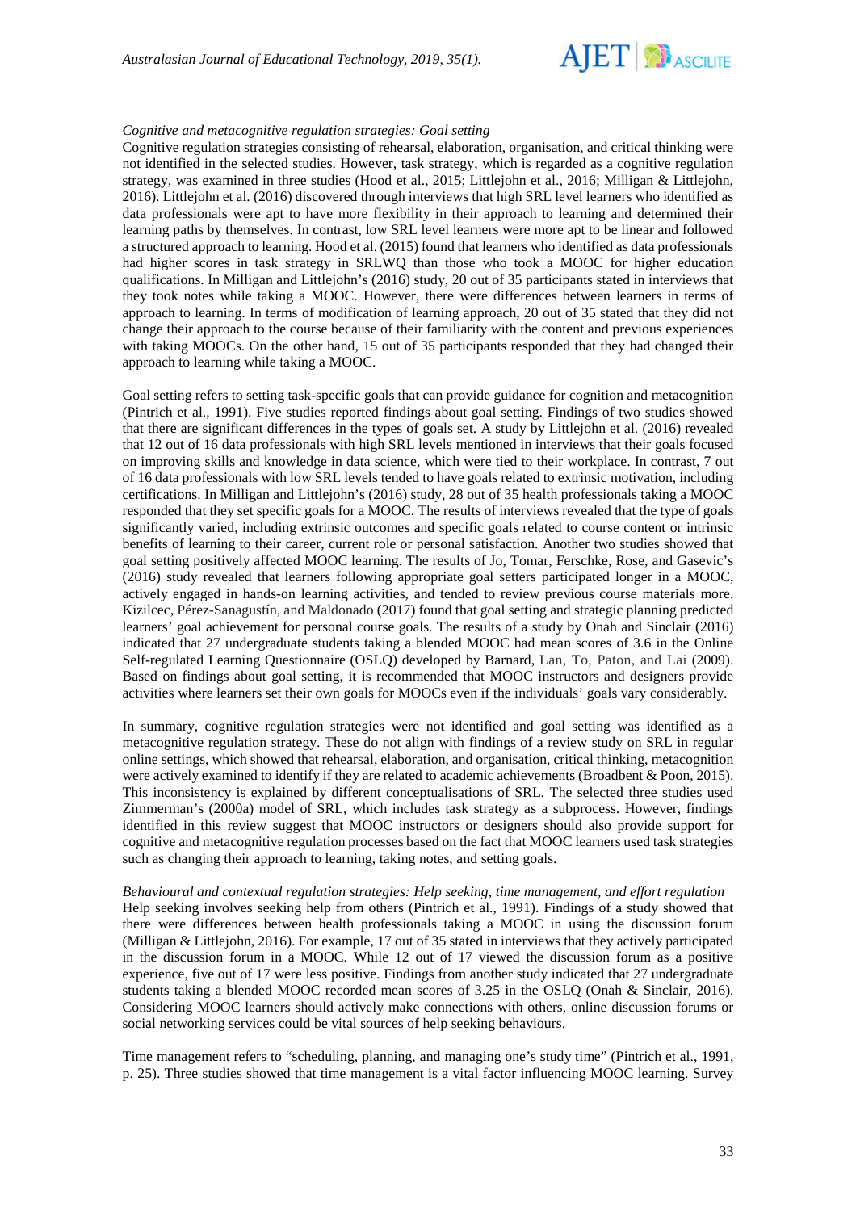*Cognitive and metacognitive regulation strategies: Goal setting*

Cognitive regulation strategies consisting of rehearsal, elaboration, organisation, and critical thinking were not identified in the selected studies. However, task strategy, which is regarded as a cognitive regulation strategy, was examined in three studies (Hood et al., 2015; Littlejohn et al., 2016; Milligan & Littlejohn, 2016). Littlejohn et al. (2016) discovered through interviews that high SRL level learners who identified as data professionals were apt to have more flexibility in their approach to learning and determined their learning paths by themselves. In contrast, low SRL level learners were more apt to be linear and followed a structured approach to learning. Hood et al. (2015) found that learners who identified as data professionals had higher scores in task strategy in SRLWQ than those who took a MOOC for higher education qualifications. In Milligan and Littlejohn's (2016) study, 20 out of 35 participants stated in interviews that they took notes while taking a MOOC. However, there were differences between learners in terms of approach to learning. In terms of modification of learning approach, 20 out of 35 stated that they did not change their approach to the course because of their familiarity with the content and previous experiences with taking MOOCs. On the other hand, 15 out of 35 participants responded that they had changed their approach to learning while taking a MOOC.

Goal setting refers to setting task-specific goals that can provide guidance for cognition and metacognition (Pintrich et al., 1991). Five studies reported findings about goal setting. Findings of two studies showed that there are significant differences in the types of goals set. A study by Littlejohn et al. (2016) revealed that 12 out of 16 data professionals with high SRL levels mentioned in interviews that their goals focused on improving skills and knowledge in data science, which were tied to their workplace. In contrast, 7 out of 16 data professionals with low SRL levels tended to have goals related to extrinsic motivation, including certifications. In Milligan and Littlejohn's (2016) study, 28 out of 35 health professionals taking a MOOC responded that they set specific goals for a MOOC. The results of interviews revealed that the type of goals significantly varied, including extrinsic outcomes and specific goals related to course content or intrinsic benefits of learning to their career, current role or personal satisfaction. Another two studies showed that goal setting positively affected MOOC learning. The results of Jo, Tomar, Ferschke, Rose, and Gasevic's (2016) study revealed that learners following appropriate goal setters participated longer in a MOOC, actively engaged in hands-on learning activities, and tended to review previous course materials more. Kizilcec, Pérez-Sanagustín, and Maldonado (2017) found that goal setting and strategic planning predicted learners' goal achievement for personal course goals. The results of a study by Onah and Sinclair (2016) indicated that 27 undergraduate students taking a blended MOOC had mean scores of 3.6 in the Online Self-regulated Learning Questionnaire (OSLQ) developed by Barnard, Lan, To, Paton, and Lai (2009). Based on findings about goal setting, it is recommended that MOOC instructors and designers provide activities where learners set their own goals for MOOCs even if the individuals' goals vary considerably.

In summary, cognitive regulation strategies were not identified and goal setting was identified as a metacognitive regulation strategy. These do not align with findings of a review study on SRL in regular online settings, which showed that rehearsal, elaboration, and organisation, critical thinking, metacognition were actively examined to identify if they are related to academic achievements (Broadbent & Poon, 2015). This inconsistency is explained by different conceptualisations of SRL. The selected three studies used Zimmerman's (2000a) model of SRL, which includes task strategy as a subprocess. However, findings identified in this review suggest that MOOC instructors or designers should also provide support for cognitive and metacognitive regulation processes based on the fact that MOOC learners used task strategies such as changing their approach to learning, taking notes, and setting goals.

*Behavioural and contextual regulation strategies: Help seeking, time management, and effort regulation*

Help seeking involves seeking help from others (Pintrich et al., 1991). Findings of a study showed that there were differences between health professionals taking a MOOC in using the discussion forum (Milligan & Littlejohn, 2016). For example, 17 out of 35 stated in interviews that they actively participated in the discussion forum in a MOOC. While 12 out of 17 viewed the discussion forum as a positive experience, five out of 17 were less positive. Findings from another study indicated that 27 undergraduate students taking a blended MOOC recorded mean scores of 3.25 in the OSLQ (Onah & Sinclair, 2016). Considering MOOC learners should actively make connections with others, online discussion forums or social networking services could be vital sources of help seeking behaviours.

Time management refers to "scheduling, planning, and managing one's study time" (Pintrich et al., 1991, p. 25). Three studies showed that time management is a vital factor influencing MOOC learning. Survey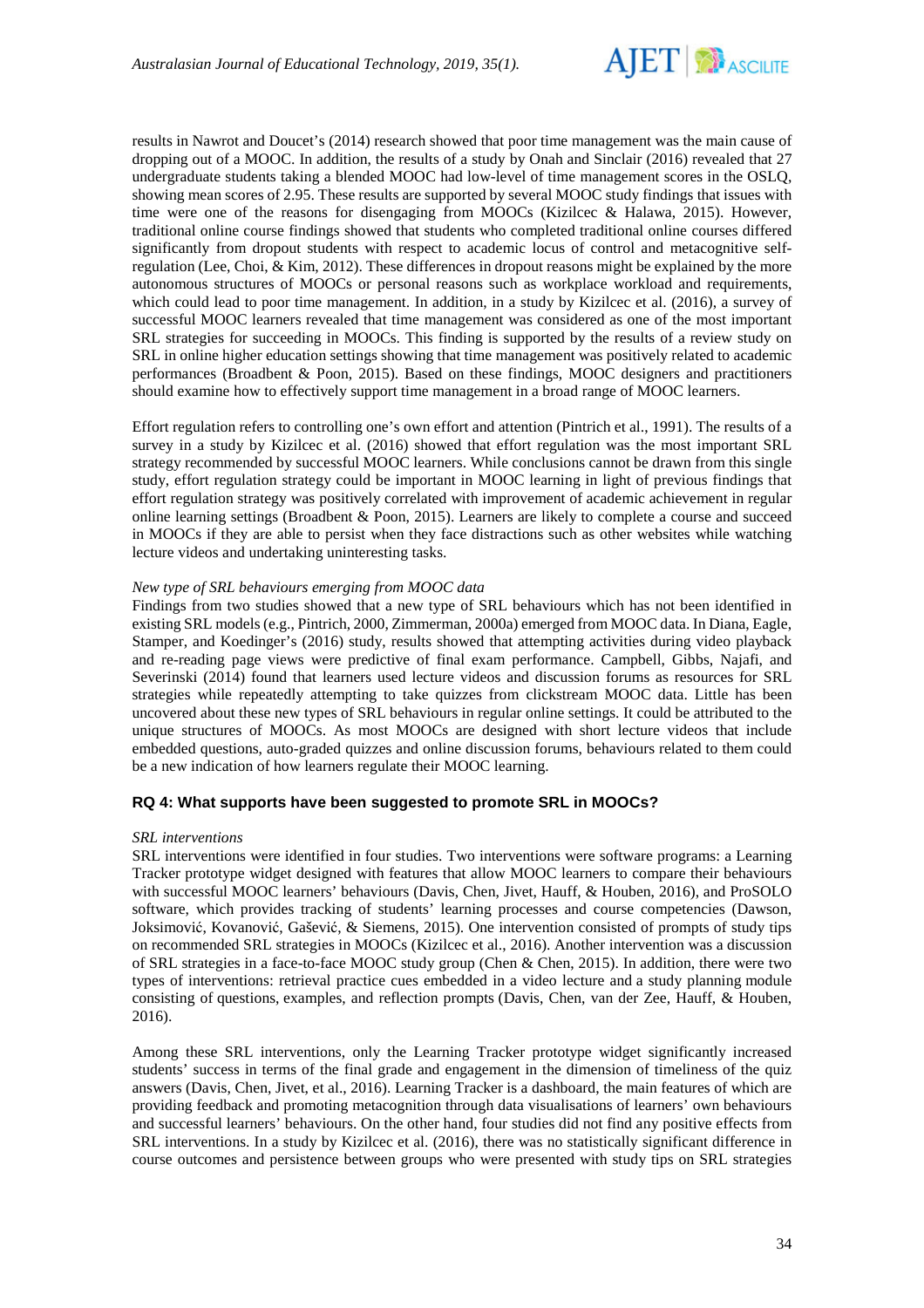results in Nawrot and Doucet's (2014) research showed that poor time management was the main cause of dropping out of a MOOC. In addition, the results of a study by Onah and Sinclair (2016) revealed that 27 undergraduate students taking a blended MOOC had low-level of time management scores in the OSLQ, showing mean scores of 2.95. These results are supported by several MOOC study findings that issues with time were one of the reasons for disengaging from MOOCs (Kizilcec & Halawa, 2015). However, traditional online course findings showed that students who completed traditional online courses differed significantly from dropout students with respect to academic locus of control and metacognitive self-regulation (Lee, Choi, & Kim, 2012). These differences in dropout reasons might be explained by the more autonomous structures of MOOCs or personal reasons such as workplace workload and requirements, which could lead to poor time management. In addition, in a study by Kizilcec et al. (2016), a survey of successful MOOC learners revealed that time management was considered as one of the most important SRL strategies for succeeding in MOOCs. This finding is supported by the results of a review study on SRL in online higher education settings showing that time management was positively related to academic performances (Broadbent & Poon, 2015). Based on these findings, MOOC designers and practitioners should examine how to effectively support time management in a broad range of MOOC learners.

Effort regulation refers to controlling one's own effort and attention (Pintrich et al., 1991). The results of a survey in a study by Kizilcec et al. (2016) showed that effort regulation was the most important SRL strategy recommended by successful MOOC learners. While conclusions cannot be drawn from this single study, effort regulation strategy could be important in MOOC learning in light of previous findings that effort regulation strategy was positively correlated with improvement of academic achievement in regular online learning settings (Broadbent & Poon, 2015). Learners are likely to complete a course and succeed in MOOCs if they are able to persist when they face distractions such as other websites while watching lecture videos and undertaking uninteresting tasks.

*New type of SRL behaviours emerging from MOOC data*

Findings from two studies showed that a new type of SRL behaviours which has not been identified in existing SRL models (e.g., Pintrich, 2000, Zimmerman, 2000a) emerged from MOOC data. In Diana, Eagle, Stamper, and Koedinger's (2016) study, results showed that attempting activities during video playback and re-reading page views were predictive of final exam performance. Campbell, Gibbs, Najafi, and Severinski (2014) found that learners used lecture videos and discussion forums as resources for SRL strategies while repeatedly attempting to take quizzes from clickstream MOOC data. Little has been uncovered about these new types of SRL behaviours in regular online settings. It could be attributed to the unique structures of MOOCs. As most MOOCs are designed with short lecture videos that include embedded questions, auto-graded quizzes and online discussion forums, behaviours related to them could be a new indication of how learners regulate their MOOC learning.

## RQ 4: What supports have been suggested to promote SRL in MOOCs?

*SRL interventions*

SRL interventions were identified in four studies. Two interventions were software programs: a Learning Tracker prototype widget designed with features that allow MOOC learners to compare their behaviours with successful MOOC learners' behaviours (Davis, Chen, Jivet, Hauff, & Houben, 2016), and ProSOLO software, which provides tracking of students' learning processes and course competencies (Dawson, Joksimović, Kovanović, Gašević, & Siemens, 2015). One intervention consisted of prompts of study tips on recommended SRL strategies in MOOCs (Kizilcec et al., 2016). Another intervention was a discussion of SRL strategies in a face-to-face MOOC study group (Chen & Chen, 2015). In addition, there were two types of interventions: retrieval practice cues embedded in a video lecture and a study planning module consisting of questions, examples, and reflection prompts (Davis, Chen, van der Zee, Hauff, & Houben, 2016).

Among these SRL interventions, only the Learning Tracker prototype widget significantly increased students' success in terms of the final grade and engagement in the dimension of timeliness of the quiz answers (Davis, Chen, Jivet, et al., 2016). Learning Tracker is a dashboard, the main features of which are providing feedback and promoting metacognition through data visualisations of learners' own behaviours and successful learners' behaviours. On the other hand, four studies did not find any positive effects from SRL interventions. In a study by Kizilcec et al. (2016), there was no statistically significant difference in course outcomes and persistence between groups who were presented with study tips on SRL strategies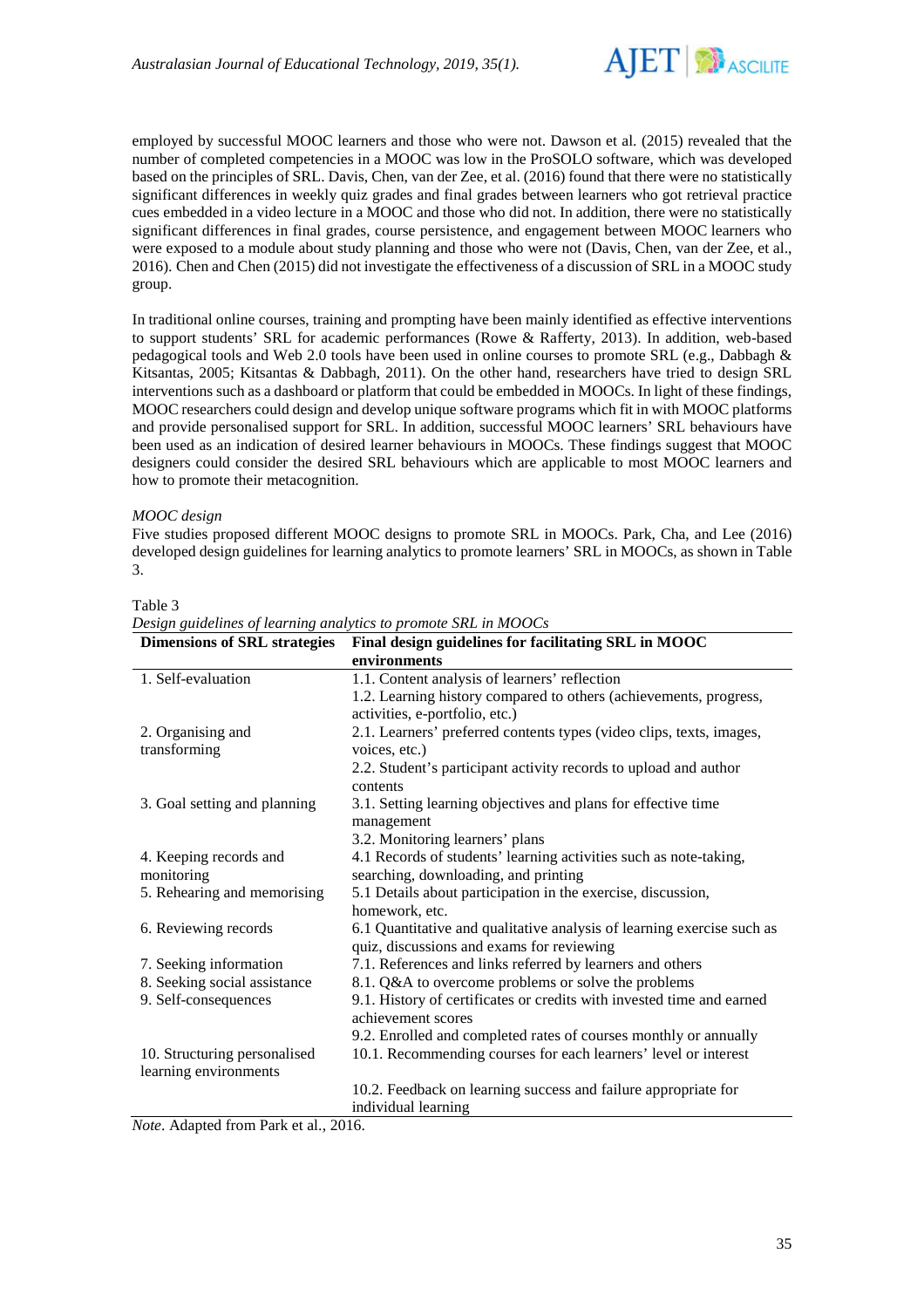employed by successful MOOC learners and those who were not. Dawson et al. (2015) revealed that the number of completed competencies in a MOOC was low in the ProSOLO software, which was developed based on the principles of SRL. Davis, Chen, van der Zee, et al. (2016) found that there were no statistically significant differences in weekly quiz grades and final grades between learners who got retrieval practice cues embedded in a video lecture in a MOOC and those who did not. In addition, there were no statistically significant differences in final grades, course persistence, and engagement between MOOC learners who were exposed to a module about study planning and those who were not (Davis, Chen, van der Zee, et al., 2016). Chen and Chen (2015) did not investigate the effectiveness of a discussion of SRL in a MOOC study group.

In traditional online courses, training and prompting have been mainly identified as effective interventions to support students' SRL for academic performances (Rowe & Rafferty, 2013). In addition, web-based pedagogical tools and Web 2.0 tools have been used in online courses to promote SRL (e.g., Dabbagh & Kitsantas, 2005; Kitsantas & Dabbagh, 2011). On the other hand, researchers have tried to design SRL interventions such as a dashboard or platform that could be embedded in MOOCs. In light of these findings, MOOC researchers could design and develop unique software programs which fit in with MOOC platforms and provide personalised support for SRL. In addition, successful MOOC learners' SRL behaviours have been used as an indication of desired learner behaviours in MOOCs. These findings suggest that MOOC designers could consider the desired SRL behaviours which are applicable to most MOOC learners and how to promote their metacognition.

*MOOC design*

Five studies proposed different MOOC designs to promote SRL in MOOCs. Park, Cha, and Lee (2016) developed design guidelines for learning analytics to promote learners' SRL in MOOCs, as shown in Table 3.

Table 3

*Design guidelines of learning analytics to promote SRL in MOOCs*

| Dimensions of SRL strategies | Final design guidelines for facilitating SRL in MOOC environments |
|---|---|
| 1. Self-evaluation | 1.1. Content analysis of learners' reflection |
| | 1.2. Learning history compared to others (achievements, progress, activities, e-portfolio, etc.) |
| 2. Organising and transforming | 2.1. Learners' preferred contents types (video clips, texts, images, voices, etc.) |
| | 2.2. Student's participant activity records to upload and author contents |
| 3. Goal setting and planning | 3.1. Setting learning objectives and plans for effective time management |
| | 3.2. Monitoring learners' plans |
| 4. Keeping records and monitoring | 4.1 Records of students' learning activities such as note-taking, searching, downloading, and printing |
| 5. Rehearing and memorising | 5.1 Details about participation in the exercise, discussion, homework, etc. |
| 6. Reviewing records | 6.1 Quantitative and qualitative analysis of learning exercise such as quiz, discussions and exams for reviewing |
| 7. Seeking information | 7.1. References and links referred by learners and others |
| 8. Seeking social assistance | 8.1. Q&A to overcome problems or solve the problems |
| 9. Self-consequences | 9.1. History of certificates or credits with invested time and earned achievement scores |
| | 9.2. Enrolled and completed rates of courses monthly or annually |
| 10. Structuring personalised learning environments | 10.1. Recommending courses for each learners' level or interest |
| | 10.2. Feedback on learning success and failure appropriate for individual learning |

*Note*. Adapted from Park et al., 2016.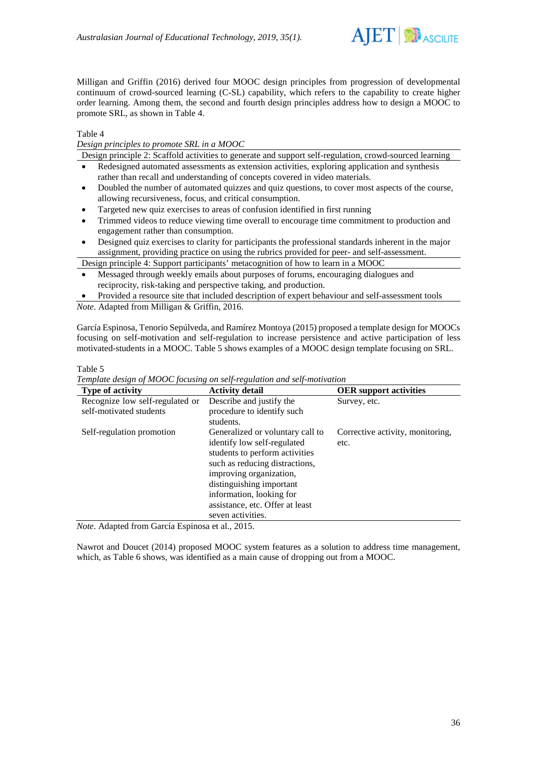Milligan and Griffin (2016) derived four MOOC design principles from progression of developmental continuum of crowd-sourced learning (C-SL) capability, which refers to the capability to create higher order learning. Among them, the second and fourth design principles address how to design a MOOC to promote SRL, as shown in Table 4.

Table 4

*Design principles to promote SRL in a MOOC*

| Design principle 2: Scaffold activities to generate and support self-regulation, crowd-sourced learning |
|---|
| • Redesigned automated assessments as extension activities, exploring application and synthesis rather than recall and understanding of concepts covered in video materials.<br>• Doubled the number of automated quizzes and quiz questions, to cover most aspects of the course, allowing recursiveness, focus, and critical consumption.<br>• Targeted new quiz exercises to areas of confusion identified in first running<br>• Trimmed videos to reduce viewing time overall to encourage time commitment to production and engagement rather than consumption.<br>• Designed quiz exercises to clarity for participants the professional standards inherent in the major assignment, providing practice on using the rubrics provided for peer- and self-assessment. |
| **Design principle 4: Support participants' metacognition of how to learn in a MOOC** |
| • Messaged through weekly emails about purposes of forums, encouraging dialogues and reciprocity, risk-taking and perspective taking, and production.<br>• Provided a resource site that included description of expert behaviour and self-assessment tools |

*Note*. Adapted from Milligan & Griffin, 2016.

García Espinosa, Tenorio Sepúlveda, and Ramírez Montoya (2015) proposed a template design for MOOCs focusing on self-motivation and self-regulation to increase persistence and active participation of less motivated-students in a MOOC. Table 5 shows examples of a MOOC design template focusing on SRL.

Table 5

*Template design of MOOC focusing on self-regulation and self-motivation*

| Type of activity | Activity detail | OER support activities |
|---|---|---|
| Recognize low self-regulated or self-motivated students | Describe and justify the procedure to identify such students. | Survey, etc. |
| Self-regulation promotion | Generalized or voluntary call to identify low self-regulated students to perform activities such as reducing distractions, improving organization, distinguishing important information, looking for assistance, etc. Offer at least seven activities. | Corrective activity, monitoring, etc. |

*Note*. Adapted from García Espinosa et al., 2015.

Nawrot and Doucet (2014) proposed MOOC system features as a solution to address time management, which, as Table 6 shows, was identified as a main cause of dropping out from a MOOC.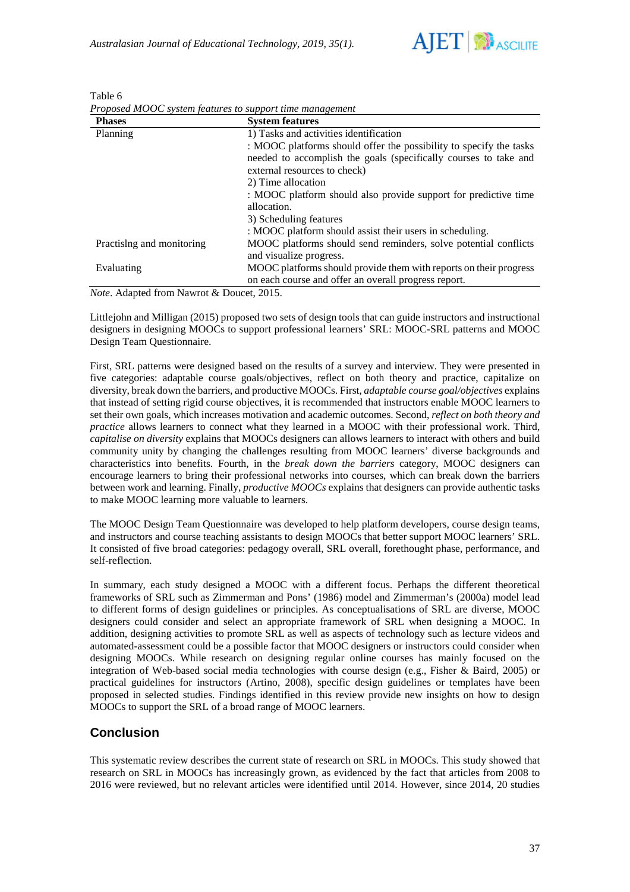Table 6

*Proposed MOOC system features to support time management*

| Phases | System features |
| --- | --- |
| Planning | 1) Tasks and activities identification<br>: MOOC platforms should offer the possibility to specify the tasks needed to accomplish the goals (specifically courses to take and external resources to check)<br>2) Time allocation<br>: MOOC platform should also provide support for predictive time allocation.<br>3) Scheduling features<br>: MOOC platform should assist their users in scheduling. |
| Practislng and monitoring | MOOC platforms should send reminders, solve potential conflicts and visualize progress. |
| Evaluating | MOOC platforms should provide them with reports on their progress on each course and offer an overall progress report. |

*Note*. Adapted from Nawrot & Doucet, 2015.

Littlejohn and Milligan (2015) proposed two sets of design tools that can guide instructors and instructional designers in designing MOOCs to support professional learners' SRL: MOOC-SRL patterns and MOOC Design Team Questionnaire.

First, SRL patterns were designed based on the results of a survey and interview. They were presented in five categories: adaptable course goals/objectives, reflect on both theory and practice, capitalize on diversity, break down the barriers, and productive MOOCs. First, *adaptable course goal/objectives* explains that instead of setting rigid course objectives, it is recommended that instructors enable MOOC learners to set their own goals, which increases motivation and academic outcomes. Second, *reflect on both theory and practice* allows learners to connect what they learned in a MOOC with their professional work. Third, *capitalise on diversity* explains that MOOCs designers can allows learners to interact with others and build community unity by changing the challenges resulting from MOOC learners' diverse backgrounds and characteristics into benefits. Fourth, in the *break down the barriers* category, MOOC designers can encourage learners to bring their professional networks into courses, which can break down the barriers between work and learning. Finally, *productive MOOCs* explains that designers can provide authentic tasks to make MOOC learning more valuable to learners.

The MOOC Design Team Questionnaire was developed to help platform developers, course design teams, and instructors and course teaching assistants to design MOOCs that better support MOOC learners' SRL. It consisted of five broad categories: pedagogy overall, SRL overall, forethought phase, performance, and self-reflection.

In summary, each study designed a MOOC with a different focus. Perhaps the different theoretical frameworks of SRL such as Zimmerman and Pons' (1986) model and Zimmerman's (2000a) model lead to different forms of design guidelines or principles. As conceptualisations of SRL are diverse, MOOC designers could consider and select an appropriate framework of SRL when designing a MOOC. In addition, designing activities to promote SRL as well as aspects of technology such as lecture videos and automated-assessment could be a possible factor that MOOC designers or instructors could consider when designing MOOCs. While research on designing regular online courses has mainly focused on the integration of Web-based social media technologies with course design (e.g., Fisher & Baird, 2005) or practical guidelines for instructors (Artino, 2008), specific design guidelines or templates have been proposed in selected studies. Findings identified in this review provide new insights on how to design MOOCs to support the SRL of a broad range of MOOC learners.

## Conclusion

This systematic review describes the current state of research on SRL in MOOCs. This study showed that research on SRL in MOOCs has increasingly grown, as evidenced by the fact that articles from 2008 to 2016 were reviewed, but no relevant articles were identified until 2014. However, since 2014, 20 studies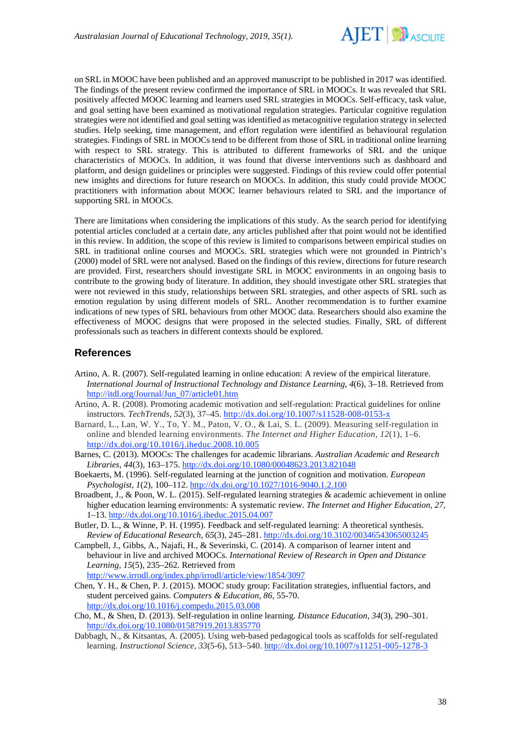on SRL in MOOC have been published and an approved manuscript to be published in 2017 was identified. The findings of the present review confirmed the importance of SRL in MOOCs. It was revealed that SRL positively affected MOOC learning and learners used SRL strategies in MOOCs. Self-efficacy, task value, and goal setting have been examined as motivational regulation strategies. Particular cognitive regulation strategies were not identified and goal setting was identified as metacognitive regulation strategy in selected studies. Help seeking, time management, and effort regulation were identified as behavioural regulation strategies. Findings of SRL in MOOCs tend to be different from those of SRL in traditional online learning with respect to SRL strategy. This is attributed to different frameworks of SRL and the unique characteristics of MOOCs. In addition, it was found that diverse interventions such as dashboard and platform, and design guidelines or principles were suggested. Findings of this review could offer potential new insights and directions for future research on MOOCs. In addition, this study could provide MOOC practitioners with information about MOOC learner behaviours related to SRL and the importance of supporting SRL in MOOCs.

There are limitations when considering the implications of this study. As the search period for identifying potential articles concluded at a certain date, any articles published after that point would not be identified in this review. In addition, the scope of this review is limited to comparisons between empirical studies on SRL in traditional online courses and MOOCs. SRL strategies which were not grounded in Pintrich's (2000) model of SRL were not analysed. Based on the findings of this review, directions for future research are provided. First, researchers should investigate SRL in MOOC environments in an ongoing basis to contribute to the growing body of literature. In addition, they should investigate other SRL strategies that were not reviewed in this study, relationships between SRL strategies, and other aspects of SRL such as emotion regulation by using different models of SRL. Another recommendation is to further examine indications of new types of SRL behaviours from other MOOC data. Researchers should also examine the effectiveness of MOOC designs that were proposed in the selected studies. Finally, SRL of different professionals such as teachers in different contexts should be explored.

## References

Artino, A. R. (2007). Self-regulated learning in online education: A review of the empirical literature. *International Journal of Instructional Technology and Distance Learning, 4*(6), 3–18. Retrieved from http://itdl.org/Journal/Jun_07/article01.htm

Artino, A. R. (2008). Promoting academic motivation and self-regulation: Practical guidelines for online instructors. *TechTrends, 52*(3), 37–45. http://dx.doi.org/10.1007/s11528-008-0153-x

Barnard, L., Lan, W. Y., To, Y. M., Paton, V. O., & Lai, S. L. (2009). Measuring self-regulation in online and blended learning environments. *The Internet and Higher Education, 12*(1), 1–6. http://dx.doi.org/10.1016/j.iheduc.2008.10.005

Barnes, C. (2013). MOOCs: The challenges for academic librarians. *Australian Academic and Research Libraries, 44*(3), 163–175. http://dx.doi.org/10.1080/00048623.2013.821048

Boekaerts, M. (1996). Self-regulated learning at the junction of cognition and motivation. *European Psychologist, 1*(2), 100–112. http://dx.doi.org/10.1027/1016-9040.1.2.100

Broadbent, J., & Poon, W. L. (2015). Self-regulated learning strategies & academic achievement in online higher education learning environments: A systematic review. *The Internet and Higher Education, 27*, 1–13. http://dx.doi.org/10.1016/j.iheduc.2015.04.007

Butler, D. L., & Winne, P. H. (1995). Feedback and self-regulated learning: A theoretical synthesis. *Review of Educational Research, 65*(3), 245–281. http://dx.doi.org/10.3102/00346543065003245

Campbell, J., Gibbs, A., Najafi, H., & Severinski, C. (2014). A comparison of learner intent and behaviour in live and archived MOOCs. *International Review of Research in Open and Distance Learning, 15*(5), 235–262. Retrieved from http://www.irrodl.org/index.php/irrodl/article/view/1854/3097

Chen, Y. H., & Chen, P. J. (2015). MOOC study group: Facilitation strategies, influential factors, and student perceived gains. *Computers & Education, 86*, 55-70. http://dx.doi.org/10.1016/j.compedu.2015.03.008

Cho, M., & Shen, D. (2013). Self-regulation in online learning. *Distance Education, 34*(3), 290–301. http://dx.doi.org/10.1080/01587919.2013.835770

Dabbagh, N., & Kitsantas, A. (2005). Using web-based pedagogical tools as scaffolds for self-regulated learning. *Instructional Science, 33*(5-6), 513–540. http://dx.doi.org/10.1007/s11251-005-1278-3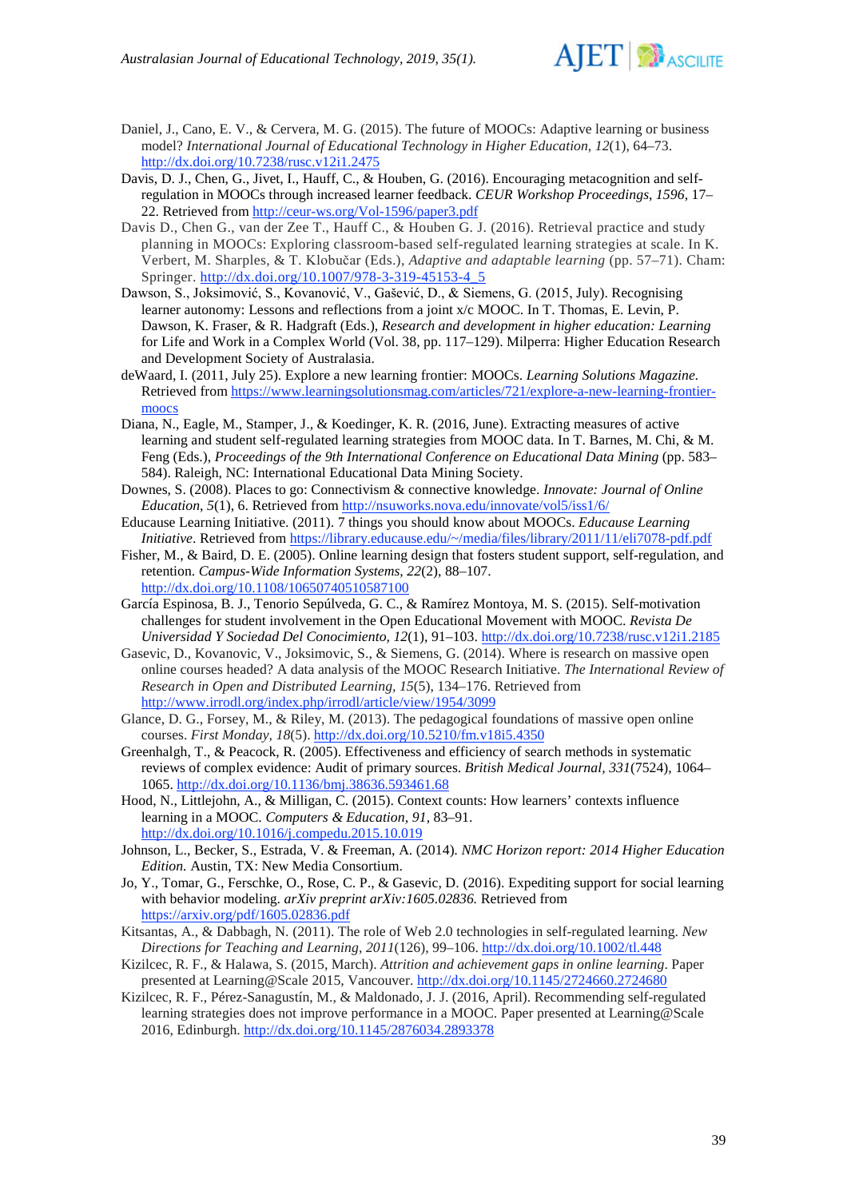Daniel, J., Cano, E. V., & Cervera, M. G. (2015). The future of MOOCs: Adaptive learning or business model? *International Journal of Educational Technology in Higher Education, 12*(1), 64–73. http://dx.doi.org/10.7238/rusc.v12i1.2475

Davis, D. J., Chen, G., Jivet, I., Hauff, C., & Houben, G. (2016). Encouraging metacognition and self-regulation in MOOCs through increased learner feedback. *CEUR Workshop Proceedings, 1596*, 17–22. Retrieved from http://ceur-ws.org/Vol-1596/paper3.pdf

Davis D., Chen G., van der Zee T., Hauff C., & Houben G. J. (2016). Retrieval practice and study planning in MOOCs: Exploring classroom-based self-regulated learning strategies at scale. In K. Verbert, M. Sharples, & T. Klobučar (Eds.), *Adaptive and adaptable learning* (pp. 57–71). Cham: Springer. http://dx.doi.org/10.1007/978-3-319-45153-4_5

Dawson, S., Joksimović, S., Kovanović, V., Gašević, D., & Siemens, G. (2015, July). Recognising learner autonomy: Lessons and reflections from a joint x/c MOOC. In T. Thomas, E. Levin, P. Dawson, K. Fraser, & R. Hadgraft (Eds.), *Research and development in higher education: Learning* for Life and Work in a Complex World (Vol. 38, pp. 117–129). Milperra: Higher Education Research and Development Society of Australasia.

deWaard, I. (2011, July 25). Explore a new learning frontier: MOOCs. *Learning Solutions Magazine.* Retrieved from https://www.learningsolutionsmag.com/articles/721/explore-a-new-learning-frontier-moocs

Diana, N., Eagle, M., Stamper, J., & Koedinger, K. R. (2016, June). Extracting measures of active learning and student self-regulated learning strategies from MOOC data. In T. Barnes, M. Chi, & M. Feng (Eds.), *Proceedings of the 9th International Conference on Educational Data Mining* (pp. 583–584). Raleigh, NC: International Educational Data Mining Society.

Downes, S. (2008). Places to go: Connectivism & connective knowledge. *Innovate: Journal of Online Education, 5*(1), 6. Retrieved from http://nsuworks.nova.edu/innovate/vol5/iss1/6/

Educause Learning Initiative. (2011). 7 things you should know about MOOCs. *Educause Learning Initiative*. Retrieved from https://library.educause.edu/~/media/files/library/2011/11/eli7078-pdf.pdf

Fisher, M., & Baird, D. E. (2005). Online learning design that fosters student support, self-regulation, and retention. *Campus-Wide Information Systems, 22*(2), 88–107. http://dx.doi.org/10.1108/10650740510587100

García Espinosa, B. J., Tenorio Sepúlveda, G. C., & Ramírez Montoya, M. S. (2015). Self-motivation challenges for student involvement in the Open Educational Movement with MOOC. *Revista De Universidad Y Sociedad Del Conocimiento, 12*(1), 91–103. http://dx.doi.org/10.7238/rusc.v12i1.2185

Gasevic, D., Kovanovic, V., Joksimovic, S., & Siemens, G. (2014). Where is research on massive open online courses headed? A data analysis of the MOOC Research Initiative. *The International Review of Research in Open and Distributed Learning, 15*(5), 134–176. Retrieved from http://www.irrodl.org/index.php/irrodl/article/view/1954/3099

Glance, D. G., Forsey, M., & Riley, M. (2013). The pedagogical foundations of massive open online courses. *First Monday, 18*(5). http://dx.doi.org/10.5210/fm.v18i5.4350

Greenhalgh, T., & Peacock, R. (2005). Effectiveness and efficiency of search methods in systematic reviews of complex evidence: Audit of primary sources. *British Medical Journal, 331*(7524), 1064–1065. http://dx.doi.org/10.1136/bmj.38636.593461.68

Hood, N., Littlejohn, A., & Milligan, C. (2015). Context counts: How learners' contexts influence learning in a MOOC. *Computers & Education, 91*, 83–91. http://dx.doi.org/10.1016/j.compedu.2015.10.019

Johnson, L., Becker, S., Estrada, V. & Freeman, A. (2014). *NMC Horizon report: 2014 Higher Education Edition.* Austin, TX: New Media Consortium.

Jo, Y., Tomar, G., Ferschke, O., Rose, C. P., & Gasevic, D. (2016). Expediting support for social learning with behavior modeling. *arXiv preprint arXiv:1605.02836.* Retrieved from https://arxiv.org/pdf/1605.02836.pdf

Kitsantas, A., & Dabbagh, N. (2011). The role of Web 2.0 technologies in self-regulated learning. *New Directions for Teaching and Learning, 2011*(126), 99–106. http://dx.doi.org/10.1002/tl.448

Kizilcec, R. F., & Halawa, S. (2015, March). *Attrition and achievement gaps in online learning*. Paper presented at Learning@Scale 2015, Vancouver. http://dx.doi.org/10.1145/2724660.2724680

Kizilcec, R. F., Pérez-Sanagustín, M., & Maldonado, J. J. (2016, April). Recommending self-regulated learning strategies does not improve performance in a MOOC. Paper presented at Learning@Scale 2016, Edinburgh. http://dx.doi.org/10.1145/2876034.2893378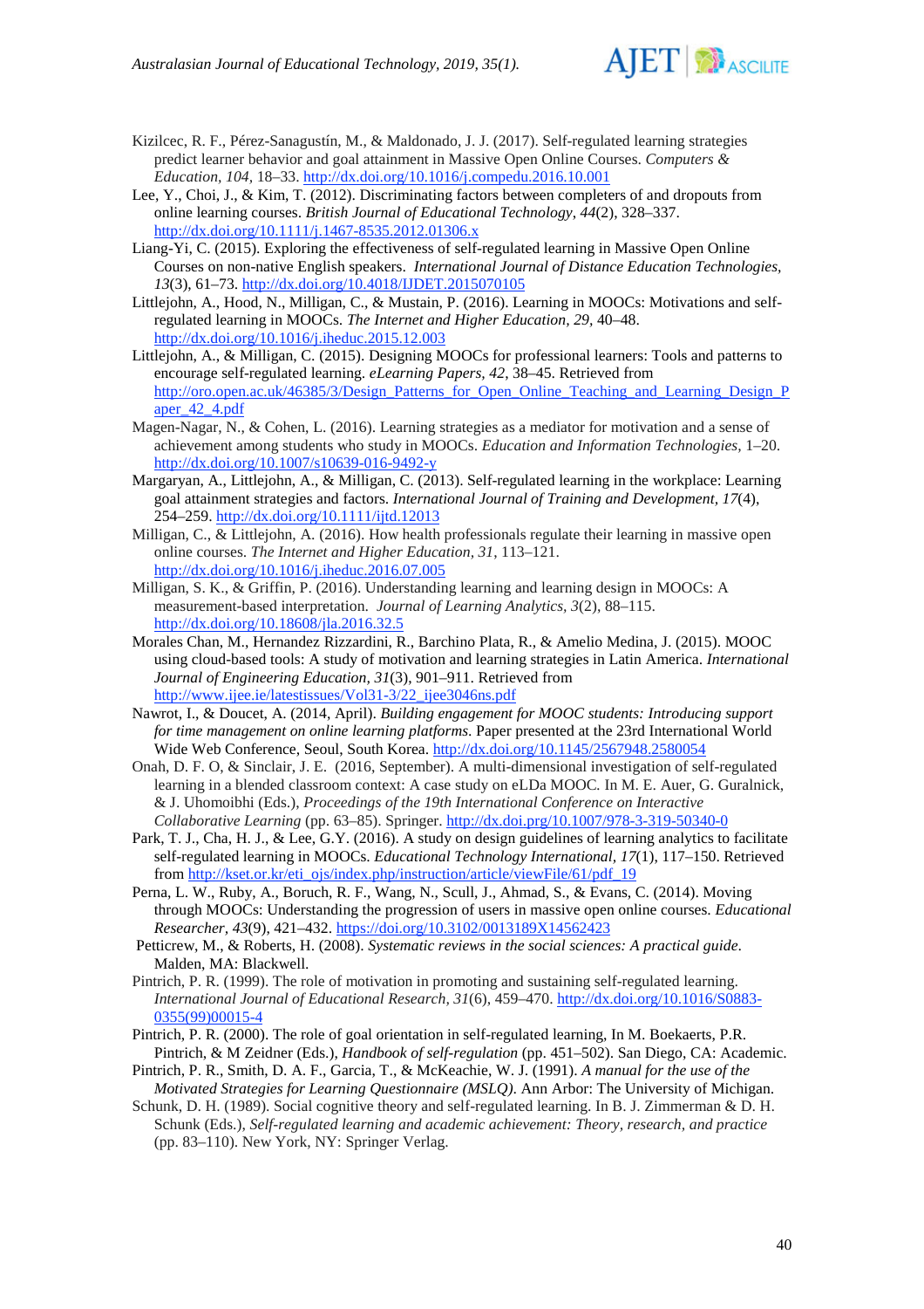Kizilcec, R. F., Pérez-Sanagustín, M., & Maldonado, J. J. (2017). Self-regulated learning strategies predict learner behavior and goal attainment in Massive Open Online Courses. *Computers & Education, 104*, 18–33. http://dx.doi.org/10.1016/j.compedu.2016.10.001

Lee, Y., Choi, J., & Kim, T. (2012). Discriminating factors between completers of and dropouts from online learning courses. *British Journal of Educational Technology, 44*(2), 328–337. http://dx.doi.org/10.1111/j.1467-8535.2012.01306.x

Liang-Yi, C. (2015). Exploring the effectiveness of self-regulated learning in Massive Open Online Courses on non-native English speakers. *International Journal of Distance Education Technologies, 13*(3), 61–73. http://dx.doi.org/10.4018/IJDET.2015070105

Littlejohn, A., Hood, N., Milligan, C., & Mustain, P. (2016). Learning in MOOCs: Motivations and self-regulated learning in MOOCs. *The Internet and Higher Education, 29*, 40–48. http://dx.doi.org/10.1016/j.iheduc.2015.12.003

Littlejohn, A., & Milligan, C. (2015). Designing MOOCs for professional learners: Tools and patterns to encourage self-regulated learning. *eLearning Papers, 42*, 38–45. Retrieved from http://oro.open.ac.uk/46385/3/Design_Patterns_for_Open_Online_Teaching_and_Learning_Design_Paper_42_4.pdf

Magen-Nagar, N., & Cohen, L. (2016). Learning strategies as a mediator for motivation and a sense of achievement among students who study in MOOCs. *Education and Information Technologies*, 1–20. http://dx.doi.org/10.1007/s10639-016-9492-y

Margaryan, A., Littlejohn, A., & Milligan, C. (2013). Self-regulated learning in the workplace: Learning goal attainment strategies and factors. *International Journal of Training and Development, 17*(4), 254–259. http://dx.doi.org/10.1111/ijtd.12013

Milligan, C., & Littlejohn, A. (2016). How health professionals regulate their learning in massive open online courses. *The Internet and Higher Education, 31*, 113–121. http://dx.doi.org/10.1016/j.iheduc.2016.07.005

Milligan, S. K., & Griffin, P. (2016). Understanding learning and learning design in MOOCs: A measurement-based interpretation. *Journal of Learning Analytics, 3*(2), 88–115. http://dx.doi.org/10.18608/jla.2016.32.5

Morales Chan, M., Hernandez Rizzardini, R., Barchino Plata, R., & Amelio Medina, J. (2015). MOOC using cloud-based tools: A study of motivation and learning strategies in Latin America. *International Journal of Engineering Education, 31*(3), 901–911. Retrieved from http://www.ijee.ie/latestissues/Vol31-3/22_ijee3046ns.pdf

Nawrot, I., & Doucet, A. (2014, April). *Building engagement for MOOC students: Introducing support for time management on online learning platforms.* Paper presented at the 23rd International World Wide Web Conference, Seoul, South Korea. http://dx.doi.org/10.1145/2567948.2580054

Onah, D. F. O, & Sinclair, J. E. (2016, September). A multi-dimensional investigation of self-regulated learning in a blended classroom context: A case study on eLDa MOOC. In M. E. Auer, G. Guralnick, & J. Uhomoibhi (Eds.), *Proceedings of the 19th International Conference on Interactive Collaborative Learning* (pp. 63–85). Springer. http://dx.doi.prg/10.1007/978-3-319-50340-0

Park, T. J., Cha, H. J., & Lee, G.Y. (2016). A study on design guidelines of learning analytics to facilitate self-regulated learning in MOOCs. *Educational Technology International, 17*(1), 117–150. Retrieved from http://kset.or.kr/eti_ojs/index.php/instruction/article/viewFile/61/pdf_19

Perna, L. W., Ruby, A., Boruch, R. F., Wang, N., Scull, J., Ahmad, S., & Evans, C. (2014). Moving through MOOCs: Understanding the progression of users in massive open online courses. *Educational Researcher, 43*(9), 421–432. https://doi.org/10.3102/0013189X14562423

Petticrew, M., & Roberts, H. (2008). *Systematic reviews in the social sciences: A practical guide.* Malden, MA: Blackwell.

Pintrich, P. R. (1999). The role of motivation in promoting and sustaining self-regulated learning. *International Journal of Educational Research, 31*(6), 459–470. http://dx.doi.org/10.1016/S0883-0355(99)00015-4

Pintrich, P. R. (2000). The role of goal orientation in self-regulated learning, In M. Boekaerts, P.R. Pintrich, & M Zeidner (Eds.), *Handbook of self-regulation* (pp. 451–502). San Diego, CA: Academic.

Pintrich, P. R., Smith, D. A. F., Garcia, T., & McKeachie, W. J. (1991). *A manual for the use of the Motivated Strategies for Learning Questionnaire (MSLQ).* Ann Arbor: The University of Michigan.

Schunk, D. H. (1989). Social cognitive theory and self-regulated learning. In B. J. Zimmerman & D. H. Schunk (Eds.), *Self-regulated learning and academic achievement: Theory, research, and practice* (pp. 83–110). New York, NY: Springer Verlag.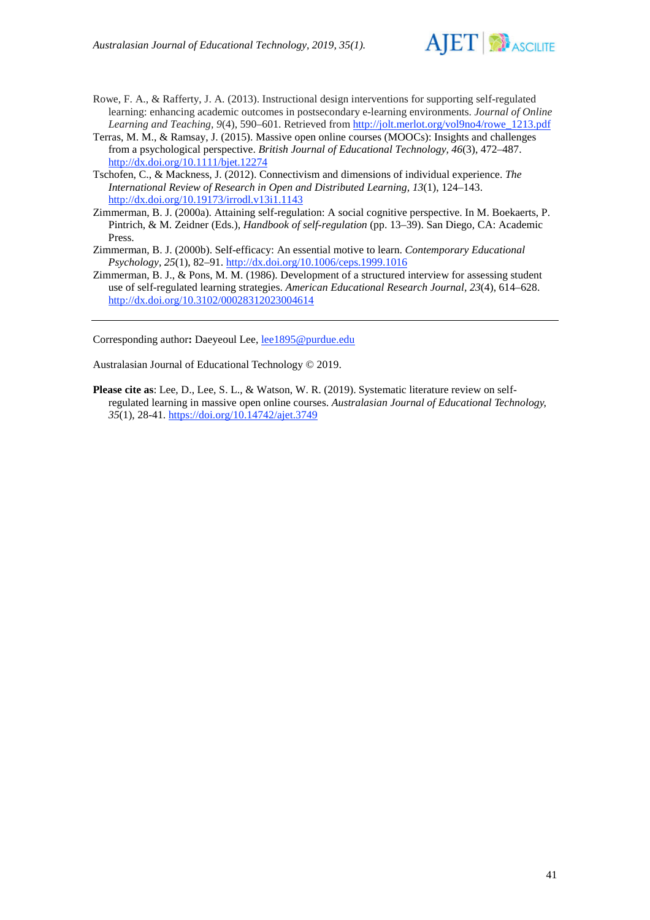Rowe, F. A., & Rafferty, J. A. (2013). Instructional design interventions for supporting self-regulated learning: enhancing academic outcomes in postsecondary e-learning environments. *Journal of Online Learning and Teaching, 9*(4), 590–601. Retrieved from http://jolt.merlot.org/vol9no4/rowe_1213.pdf

Terras, M. M., & Ramsay, J. (2015). Massive open online courses (MOOCs): Insights and challenges from a psychological perspective. *British Journal of Educational Technology, 46*(3), 472–487. http://dx.doi.org/10.1111/bjet.12274

Tschofen, C., & Mackness, J. (2012). Connectivism and dimensions of individual experience. *The International Review of Research in Open and Distributed Learning, 13*(1), 124–143. http://dx.doi.org/10.19173/irrodl.v13i1.1143

Zimmerman, B. J. (2000a). Attaining self-regulation: A social cognitive perspective. In M. Boekaerts, P. Pintrich, & M. Zeidner (Eds.), *Handbook of self-regulation* (pp. 13–39). San Diego, CA: Academic Press.

Zimmerman, B. J. (2000b). Self-efficacy: An essential motive to learn. *Contemporary Educational Psychology, 25*(1), 82–91. http://dx.doi.org/10.1006/ceps.1999.1016

Zimmerman, B. J., & Pons, M. M. (1986). Development of a structured interview for assessing student use of self-regulated learning strategies. *American Educational Research Journal, 23*(4), 614–628. http://dx.doi.org/10.3102/00028312023004614

---

Corresponding author**:** Daeyeoul Lee, lee1895@purdue.edu

Australasian Journal of Educational Technology © 2019.

**Please cite as**: Lee, D., Lee, S. L., & Watson, W. R. (2019). Systematic literature review on self-regulated learning in massive open online courses. *Australasian Journal of Educational Technology, 35*(1), 28-41. https://doi.org/10.14742/ajet.3749